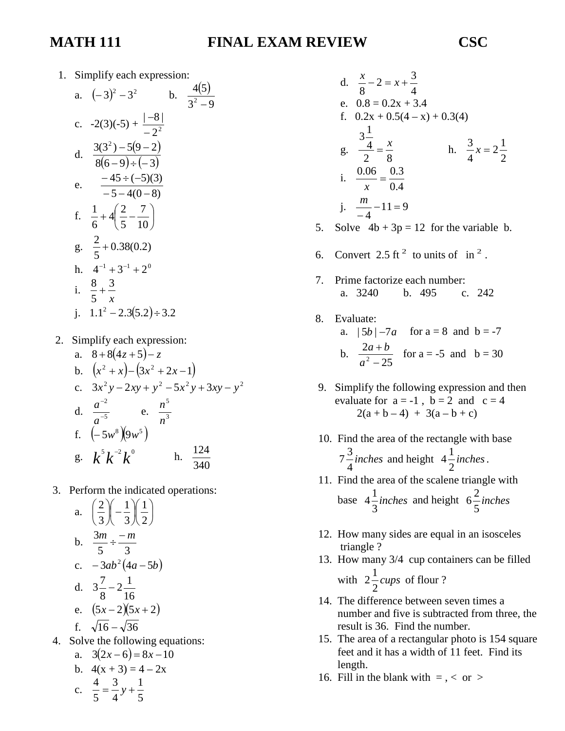# MATH 111 FINAL EXAM REVIEW CSC

1. Simplify each expression:
   a. $(-3)^2 - 3^2$  b. $\dfrac{4(5)}{3^2 - 9}$
   c. $-2(3)(-5) + \dfrac{|-8|}{-2^2}$
   d. $\dfrac{3(3^2) - 5(9-2)}{8(6-9) \div (-3)}$
   e. $\dfrac{-45 \div (-5)(3)}{-5 - 4(0-8)}$
   f. $\dfrac{1}{6} + 4\left(\dfrac{2}{5} - \dfrac{7}{10}\right)$
   g. $\dfrac{2}{5} + 0.38(0.2)$
   h. $4^{-1} + 3^{-1} + 2^0$
   i. $\dfrac{8}{5} + \dfrac{3}{x}$
   j. $1.1^2 - 2.3(5.2) \div 3.2$

2. Simplify each expression:
   a. $8 + 8(4z + 5) - z$
   b. $(x^2 + x) - (3x^2 + 2x - 1)$
   c. $3x^2y - 2xy + y^2 - 5x^2y + 3xy - y^2$
   d. $\dfrac{a^{-2}}{a^{-5}}$  e. $\dfrac{n^5}{n^3}$
   f. $(-5w^8)(9w^5)$
   g. $k^5 k^{-2} k^0$  h. $\dfrac{124}{340}$

3. Perform the indicated operations:
   a. $\left(\dfrac{2}{3}\right)\left(-\dfrac{1}{3}\right)\left(\dfrac{1}{2}\right)$
   b. $\dfrac{3m}{5} \div \dfrac{-m}{3}$
   c. $-3ab^2(4a - 5b)$
   d. $3\dfrac{7}{8} - 2\dfrac{1}{16}$
   e. $(5x - 2)(5x + 2)$
   f. $\sqrt{16} - \sqrt{36}$

4. Solve the following equations:
   a. $3(2x - 6) = 8x - 10$
   b. $4(x + 3) = 4 - 2x$
   c. $\dfrac{4}{5} = \dfrac{3}{4}y + \dfrac{1}{5}$
   d. $\dfrac{x}{8} - 2 = x + \dfrac{3}{4}$
   e. $0.8 = 0.2x + 3.4$
   f. $0.2x + 0.5(4 - x) + 0.3(4)$
   g. $\dfrac{3\frac{1}{4}}{2} = \dfrac{x}{8}$  h. $\dfrac{3}{4}x = 2\dfrac{1}{2}$
   i. $\dfrac{0.06}{x} = \dfrac{0.3}{0.4}$
   j. $\dfrac{m}{-4} - 11 = 9$

5. Solve $4b + 3p = 12$ for the variable b.

6. Convert 2.5 $ft^2$ to units of $in^2$.

7. Prime factorize each number:
   a. 3240  b. 495  c. 242

8. Evaluate:
   a. $|5b| - 7a$  for a = 8 and b = -7
   b. $\dfrac{2a + b}{a^2 - 25}$  for a = -5 and b = 30

9. Simplify the following expression and then evaluate for a = -1 , b = 2 and c = 4
   2(a + b – 4) + 3(a – b + c)

10. Find the area of the rectangle with base $7\dfrac{3}{4}$ *inches* and height $4\dfrac{1}{2}$ *inches*.

11. Find the area of the scalene triangle with base $4\dfrac{1}{3}$ *inches* and height $6\dfrac{2}{5}$ *inches*

12. How many sides are equal in an isosceles triangle ?

13. How many 3/4 cup containers can be filled with $2\dfrac{1}{2}$ *cups* of flour ?

14. The difference between seven times a number and five is subtracted from three, the result is 36. Find the number.

15. The area of a rectangular photo is 154 square feet and it has a width of 11 feet. Find its length.

16. Fill in the blank with = , < or >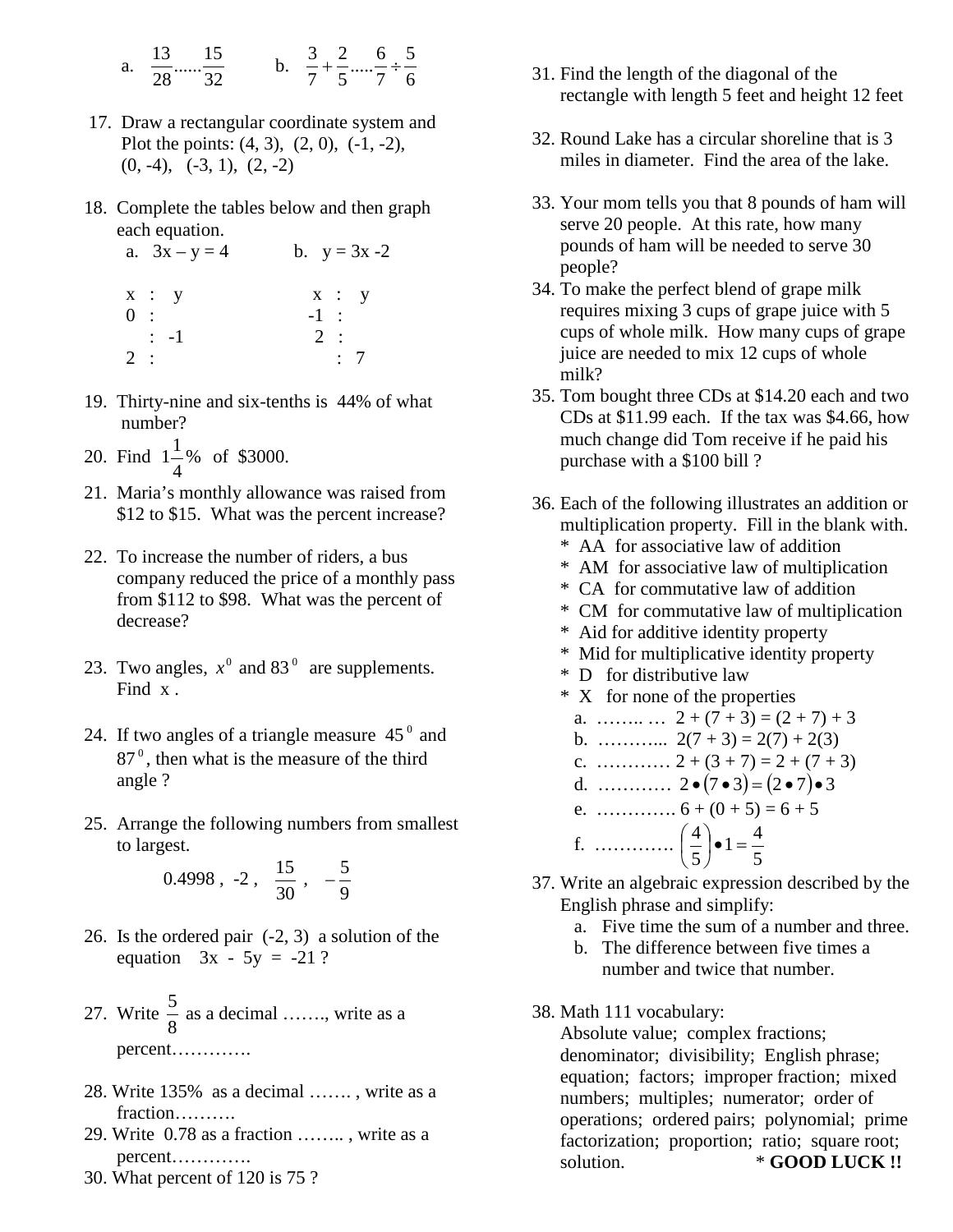a. $\frac{13}{28}$......$\frac{15}{32}$ b. $\frac{3}{7}+\frac{2}{5}$.....$\frac{6}{7}\div\frac{5}{6}$

17. Draw a rectangular coordinate system and Plot the points: (4, 3), (2, 0), (-1, -2), (0, -4), (-3, 1), (2, -2)

18. Complete the tables below and then graph each equation.
    a. 3x – y = 4 b. y = 3x -2

| x | y |
|---|---|
| 0 | |
| | -1 |
| 2 | |

| x | y |
|---|---|
| -1 | |
| 2 | |
| | 7 |

19. Thirty-nine and six-tenths is 44% of what number?

20. Find $1\frac{1}{4}$% of $3000.

21. Maria's monthly allowance was raised from $12 to $15. What was the percent increase?

22. To increase the number of riders, a bus company reduced the price of a monthly pass from $112 to $98. What was the percent of decrease?

23. Two angles, $x^0$ and $83^0$ are supplements. Find x .

24. If two angles of a triangle measure $45^0$ and $87^0$, then what is the measure of the third angle ?

25. Arrange the following numbers from smallest to largest.

    0.4998 , -2 , $\frac{15}{30}$ , $-\frac{5}{9}$

26. Is the ordered pair (-2, 3) a solution of the equation 3x - 5y = -21 ?

27. Write $\frac{5}{8}$ as a decimal ……., write as a percent………….

28. Write 135% as a decimal ……. , write as a fraction……….

29. Write 0.78 as a fraction …….. , write as a percent………….

30. What percent of 120 is 75 ?

31. Find the length of the diagonal of the rectangle with length 5 feet and height 12 feet

32. Round Lake has a circular shoreline that is 3 miles in diameter. Find the area of the lake.

33. Your mom tells you that 8 pounds of ham will serve 20 people. At this rate, how many pounds of ham will be needed to serve 30 people?

34. To make the perfect blend of grape milk requires mixing 3 cups of grape juice with 5 cups of whole milk. How many cups of grape juice are needed to mix 12 cups of whole milk?

35. Tom bought three CDs at $14.20 each and two CDs at $11.99 each. If the tax was $4.66, how much change did Tom receive if he paid his purchase with a $100 bill ?

36. Each of the following illustrates an addition or multiplication property. Fill in the blank with.
    * AA for associative law of addition
    * AM for associative law of multiplication
    * CA for commutative law of addition
    * CM for commutative law of multiplication
    * Aid for additive identity property
    * Mid for multiplicative identity property
    * D for distributive law
    * X for none of the properties

    a. …….. … 2 + (7 + 3) = (2 + 7) + 3
    b. ………... 2(7 + 3) = 2(7) + 2(3)
    c. ………… 2 + (3 + 7) = 2 + (7 + 3)
    d. ………… $2\bullet(7\bullet3)=(2\bullet7)\bullet3$
    e. …………. 6 + (0 + 5) = 6 + 5
    f. …………. $\left(\frac{4}{5}\right)\bullet1=\frac{4}{5}$

37. Write an algebraic expression described by the English phrase and simplify:
    a. Five time the sum of a number and three.
    b. The difference between five times a number and twice that number.

38. Math 111 vocabulary:
    Absolute value; complex fractions; denominator; divisibility; English phrase; equation; factors; improper fraction; mixed numbers; multiples; numerator; order of operations; ordered pairs; polynomial; prime factorization; proportion; ratio; square root; solution.

* **GOOD LUCK !!**